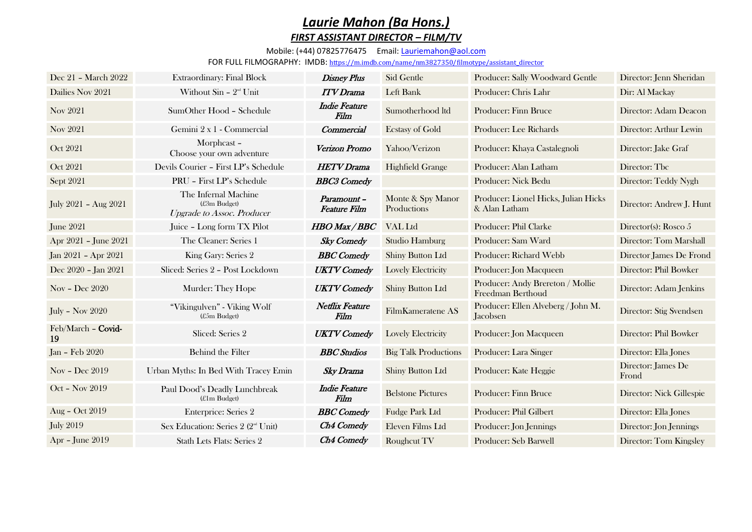# *Laurie Mahon (Ba Hons.)*

## *FIRST ASSISTANT DIRECTOR – FILM/TV*

Mobile: (+44) 07825776475 Email: Lauriemahon@aol.com

FOR FULL FILMOGRAPHY: IMDB: https://m.imdb.com/name/nm3827350/filmotype/assistant_director

| | | | | | |
|---|---|---|---|---|---|
| Dec 21 – March 2022 | Extraordinary: Final Block | ***Disney Plus*** | Sid Gentle | Producer: Sally Woodward Gentle | Director: Jenn Sheridan |
| Dailies Nov 2021 | Without Sin – 2nd Unit | ***ITV Drama*** | Left Bank | Producer: Chris Lahr | Dir: Al Mackay |
| Nov 2021 | SumOther Hood – Schedule | ***Indie Feature Film*** | Sumotherhood ltd | Producer: Finn Bruce | Director: Adam Deacon |
| Nov 2021 | Gemini 2 x 1 - Commercial | ***Commercial*** | Ecstasy of Gold | Producer: Lee Richards | Director: Arthur Lewin |
| Oct 2021 | Morphcast – Choose your own adventure | ***Verizon Promo*** | Yahoo/Verizon | Producer: Khaya Castalegnoli | Director: Jake Graf |
| Oct 2021 | Devils Courier – First LP's Schedule | ***HETV Drama*** | Highfield Grange | Producer: Alan Latham | Director: Tbc |
| Sept 2021 | PRU – First LP's Schedule | ***BBC3 Comedy*** | | Producer: Nick Bedu | Director: Teddy Nygh |
| July 2021 – Aug 2021 | The Infernal Machine (£3m Budget) *Upgrade to Assoc. Producer* | ***Paramount – Feature Film*** | Monte & Spy Manor Productions | Producer: Lionel Hicks, Julian Hicks & Alan Latham | Director: Andrew J. Hunt |
| June 2021 | Juice – Long form TX Pilot | ***HBO Max / BBC*** | VAL Ltd | Producer: Phil Clarke | Director(s): Rosco 5 |
| Apr 2021 – June 2021 | The Cleaner: Series 1 | ***Sky Comedy*** | Studio Hamburg | Producer: Sam Ward | Director: Tom Marshall |
| Jan 2021 – Apr 2021 | King Gary: Series 2 | ***BBC Comedy*** | Shiny Button Ltd | Producer: Richard Webb | Director James De Frond |
| Dec 2020 – Jan 2021 | Sliced: Series 2 – Post Lockdown | ***UKTV Comedy*** | Lovely Electricity | Producer: Jon Macqueen | Director: Phil Bowker |
| Nov – Dec 2020 | Murder: They Hope | ***UKTV Comedy*** | Shiny Button Ltd | Producer: Andy Brereton / Mollie Freedman Berthoud | Director: Adam Jenkins |
| July – Nov 2020 | "Vikingulven" - Viking Wolf (£5m Budget) | ***Netflix Feature Film*** | FilmKameratene AS | Producer: Ellen Alveberg / John M. Jacobsen | Director: Stig Svendsen |
| Feb/March – **Covid-19** | Sliced: Series 2 | ***UKTV Comedy*** | Lovely Electricity | Producer: Jon Macqueen | Director: Phil Bowker |
| Jan – Feb 2020 | Behind the Filter | ***BBC Studios*** | Big Talk Productions | Producer: Lara Singer | Director: Ella Jones |
| Nov – Dec 2019 | Urban Myths: In Bed With Tracey Emin | ***Sky Drama*** | Shiny Button Ltd | Producer: Kate Heggie | Director: James De Frond |
| Oct – Nov 2019 | Paul Dood's Deadly Lunchbreak (£1m Budget) | ***Indie Feature Film*** | Belstone Pictures | Producer: Finn Bruce | Director: Nick Gillespie |
| Aug – Oct 2019 | Enterprice: Series 2 | ***BBC Comedy*** | Fudge Park Ltd | Producer: Phil Gilbert | Director: Ella Jones |
| July 2019 | Sex Education: Series 2 (2nd Unit) | ***Ch4 Comedy*** | Eleven Films Ltd | Producer: Jon Jennings | Director: Jon Jennings |
| Apr – June 2019 | Stath Lets Flats: Series 2 | ***Ch4 Comedy*** | Roughcut TV | Producer: Seb Barwell | Director: Tom Kingsley |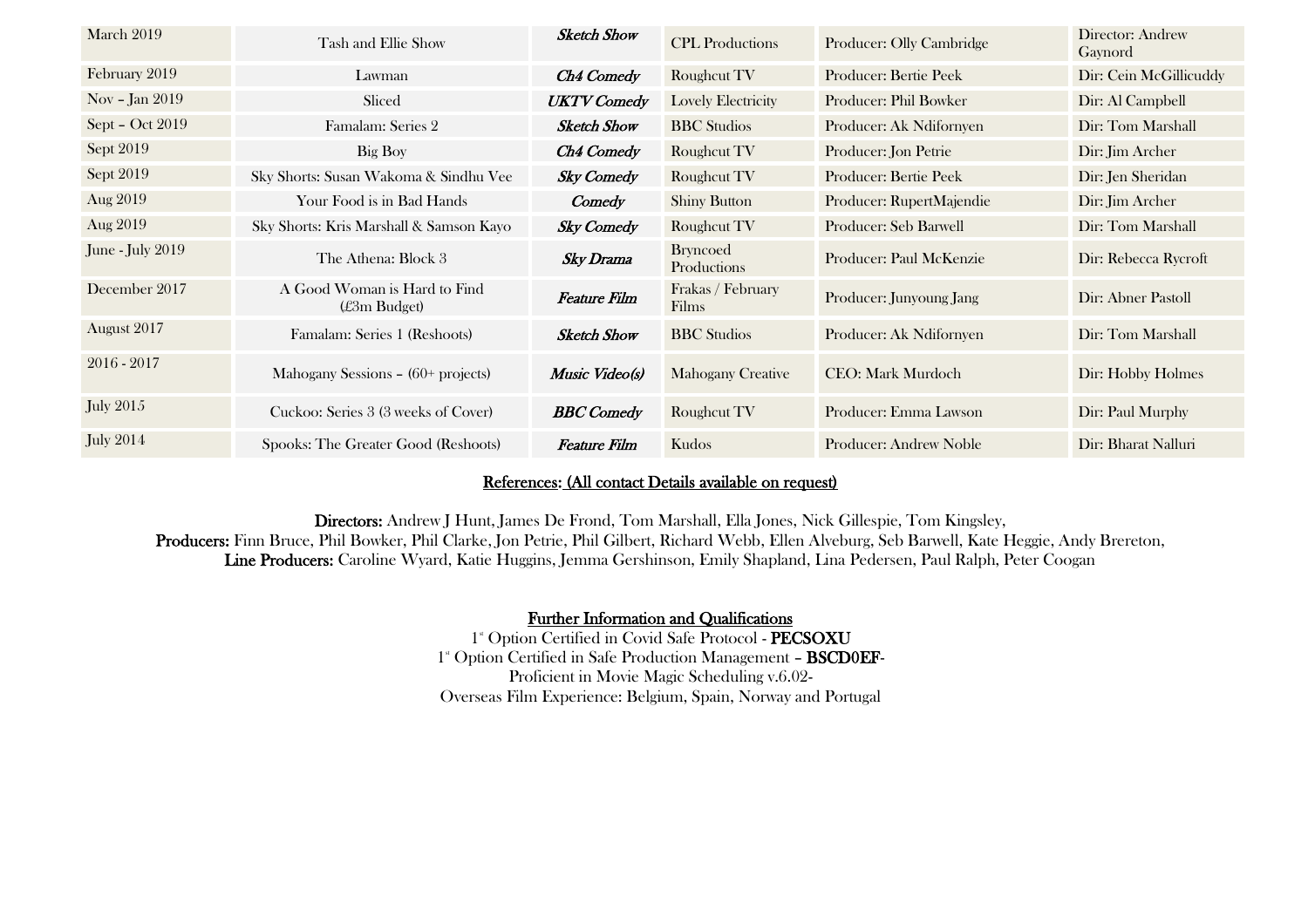| | | | | | |
|---|---|---|---|---|---|
| March 2019 | Tash and Ellie Show | *Sketch Show* | CPL Productions | Producer: Olly Cambridge | Director: Andrew Gaynord |
| February 2019 | Lawman | *Ch4 Comedy* | Roughcut TV | Producer: Bertie Peek | Dir: Cein McGillicuddy |
| Nov – Jan 2019 | Sliced | *UKTV Comedy* | Lovely Electricity | Producer: Phil Bowker | Dir: Al Campbell |
| Sept – Oct 2019 | Famalam: Series 2 | *Sketch Show* | BBC Studios | Producer: Ak Ndifornyen | Dir: Tom Marshall |
| Sept 2019 | Big Boy | *Ch4 Comedy* | Roughcut TV | Producer: Jon Petrie | Dir: Jim Archer |
| Sept 2019 | Sky Shorts: Susan Wakoma & Sindhu Vee | *Sky Comedy* | Roughcut TV | Producer: Bertie Peek | Dir: Jen Sheridan |
| Aug 2019 | Your Food is in Bad Hands | *Comedy* | Shiny Button | Producer: RupertMajendie | Dir: Jim Archer |
| Aug 2019 | Sky Shorts: Kris Marshall & Samson Kayo | *Sky Comedy* | Roughcut TV | Producer: Seb Barwell | Dir: Tom Marshall |
| June - July 2019 | The Athena: Block 3 | *Sky Drama* | Bryncoed Productions | Producer: Paul McKenzie | Dir: Rebecca Rycroft |
| December 2017 | A Good Woman is Hard to Find (£3m Budget) | *Feature Film* | Frakas / February Films | Producer: Junyoung Jang | Dir: Abner Pastoll |
| August 2017 | Famalam: Series 1 (Reshoots) | *Sketch Show* | BBC Studios | Producer: Ak Ndifornyen | Dir: Tom Marshall |
| 2016 - 2017 | Mahogany Sessions – (60+ projects) | *Music Video(s)* | Mahogany Creative | CEO: Mark Murdoch | Dir: Hobby Holmes |
| July 2015 | Cuckoo: Series 3 (3 weeks of Cover) | *BBC Comedy* | Roughcut TV | Producer: Emma Lawson | Dir: Paul Murphy |
| July 2014 | Spooks: The Greater Good (Reshoots) | *Feature Film* | Kudos | Producer: Andrew Noble | Dir: Bharat Nalluri |

**References: (All contact Details available on request)**

**Directors:** Andrew J Hunt, James De Frond, Tom Marshall, Ella Jones, Nick Gillespie, Tom Kingsley,
**Producers:** Finn Bruce, Phil Bowker, Phil Clarke, Jon Petrie, Phil Gilbert, Richard Webb, Ellen Alveburg, Seb Barwell, Kate Heggie, Andy Brereton,
**Line Producers:** Caroline Wyard, Katie Huggins, Jemma Gershinson, Emily Shapland, Lina Pedersen, Paul Ralph, Peter Coogan

**Further Information and Qualifications**

1st Option Certified in Covid Safe Protocol - **PECSOXU**
1st Option Certified in Safe Production Management – **BSCD0EF**-
Proficient in Movie Magic Scheduling v.6.02-
Overseas Film Experience: Belgium, Spain, Norway and Portugal